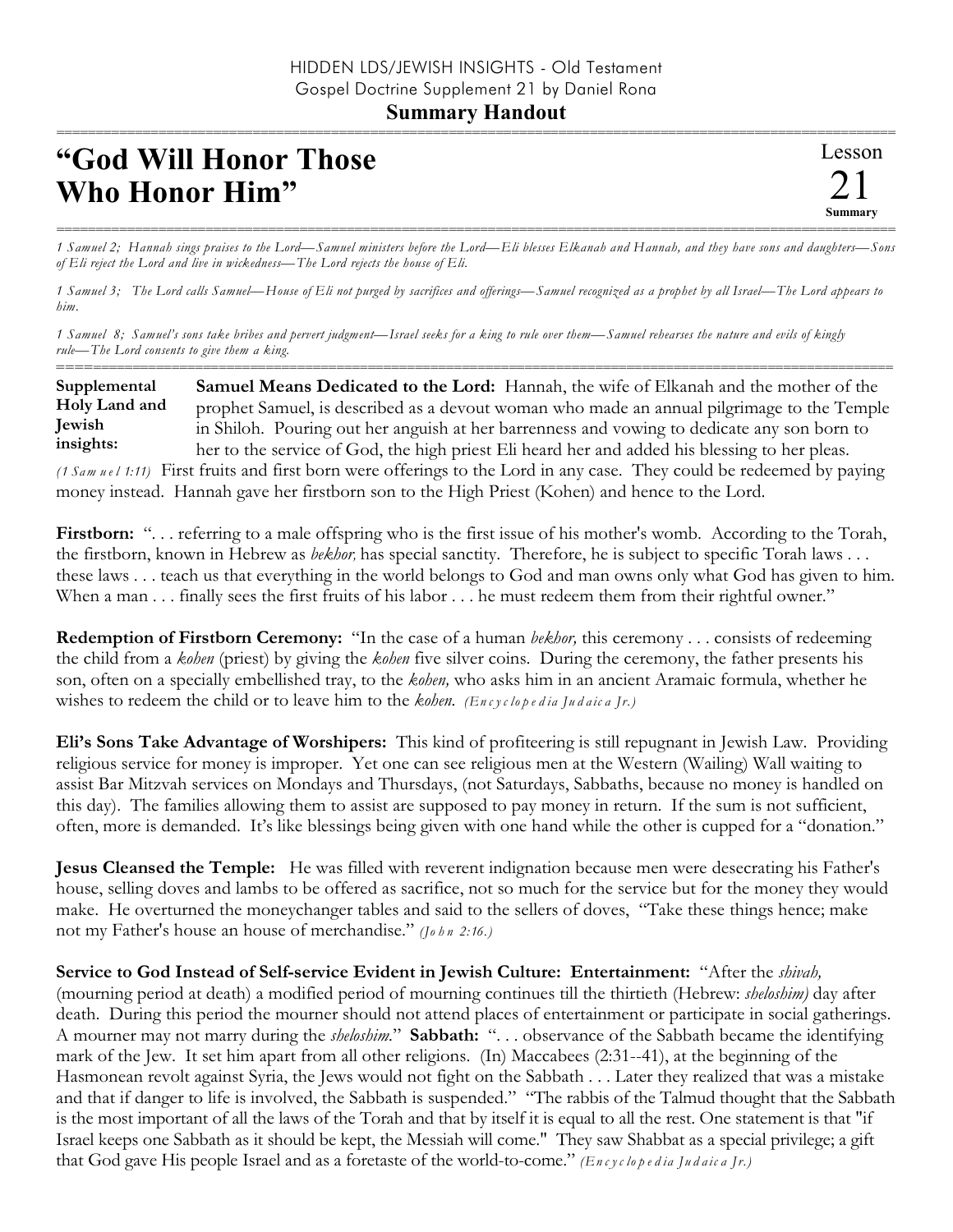HIDDEN LDS/JEWISH INSIGHTS - Old Testament
Gospel Doctrine Supplement 21 by Daniel Rona

**Summary Handout**

# "God Will Honor Those Who Honor Him"

Lesson 21 **Summary**

*1 Samuel 2; Hannah sings praises to the Lord—Samuel ministers before the Lord—Eli blesses Elkanah and Hannah, and they have sons and daughters—Sons of Eli reject the Lord and live in wickedness—The Lord rejects the house of Eli.*

*1 Samuel 3; The Lord calls Samuel—House of Eli not purged by sacrifices and offerings—Samuel recognized as a prophet by all Israel—The Lord appears to him.*

*1 Samuel 8; Samuel's sons take bribes and pervert judgment—Israel seeks for a king to rule over them—Samuel rehearses the nature and evils of kingly rule—The Lord consents to give them a king.*

**Supplemental Holy Land and Jewish insights:**

**Samuel Means Dedicated to the Lord:** Hannah, the wife of Elkanah and the mother of the prophet Samuel, is described as a devout woman who made an annual pilgrimage to the Temple in Shiloh. Pouring out her anguish at her barrenness and vowing to dedicate any son born to her to the service of God, the high priest Eli heard her and added his blessing to her pleas. *(1 Samuel 1:11)* First fruits and first born were offerings to the Lord in any case. They could be redeemed by paying money instead. Hannah gave her firstborn son to the High Priest (Kohen) and hence to the Lord.

**Firstborn:** ". . . referring to a male offspring who is the first issue of his mother's womb. According to the Torah, the firstborn, known in Hebrew as *bekhor,* has special sanctity. Therefore, he is subject to specific Torah laws . . . these laws . . . teach us that everything in the world belongs to God and man owns only what God has given to him. When a man . . . finally sees the first fruits of his labor . . . he must redeem them from their rightful owner."

**Redemption of Firstborn Ceremony:** "In the case of a human *bekhor,* this ceremony . . . consists of redeeming the child from a *kohen* (priest) by giving the *kohen* five silver coins. During the ceremony, the father presents his son, often on a specially embellished tray, to the *kohen,* who asks him in an ancient Aramaic formula, whether he wishes to redeem the child or to leave him to the *kohen.* *(Encyclopedia Judaica Jr.)*

**Eli's Sons Take Advantage of Worshipers:** This kind of profiteering is still repugnant in Jewish Law. Providing religious service for money is improper. Yet one can see religious men at the Western (Wailing) Wall waiting to assist Bar Mitzvah services on Mondays and Thursdays, (not Saturdays, Sabbaths, because no money is handled on this day). The families allowing them to assist are supposed to pay money in return. If the sum is not sufficient, often, more is demanded. It's like blessings being given with one hand while the other is cupped for a "donation."

**Jesus Cleansed the Temple:** He was filled with reverent indignation because men were desecrating his Father's house, selling doves and lambs to be offered as sacrifice, not so much for the service but for the money they would make. He overturned the moneychanger tables and said to the sellers of doves, "Take these things hence; make not my Father's house an house of merchandise." *(John 2:16.)*

**Service to God Instead of Self-service Evident in Jewish Culture: Entertainment:** "After the *shivah,* (mourning period at death) a modified period of mourning continues till the thirtieth (Hebrew: *sheloshim)* day after death. During this period the mourner should not attend places of entertainment or participate in social gatherings. A mourner may not marry during the *sheloshim.*" **Sabbath:** ". . . observance of the Sabbath became the identifying mark of the Jew. It set him apart from all other religions. (In) Maccabees (2:31--41), at the beginning of the Hasmonean revolt against Syria, the Jews would not fight on the Sabbath . . . Later they realized that was a mistake and that if danger to life is involved, the Sabbath is suspended." "The rabbis of the Talmud thought that the Sabbath is the most important of all the laws of the Torah and that by itself it is equal to all the rest. One statement is that "if Israel keeps one Sabbath as it should be kept, the Messiah will come." They saw Shabbat as a special privilege; a gift that God gave His people Israel and as a foretaste of the world-to-come." *(Encyclopedia Judaica Jr.)*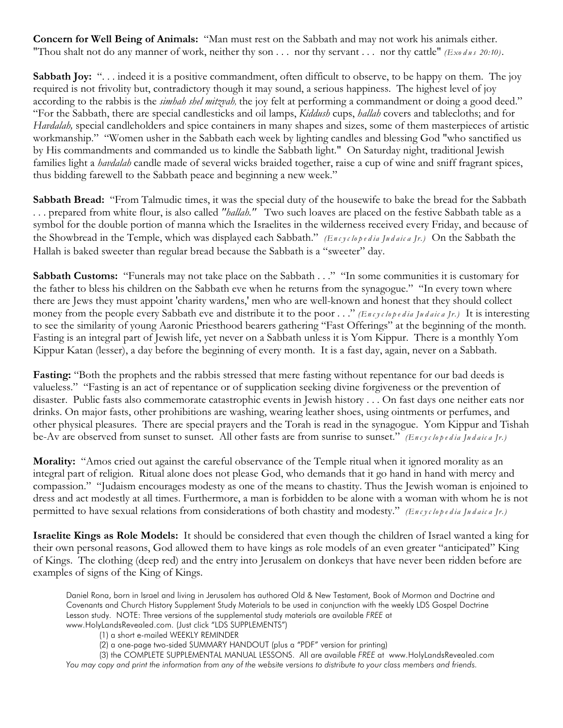**Concern for Well Being of Animals:** "Man must rest on the Sabbath and may not work his animals either. "Thou shalt not do any manner of work, neither thy son . . . nor thy servant . . . nor thy cattle" *(Exodus 20:10)*.

**Sabbath Joy:** ". . . indeed it is a positive commandment, often difficult to observe, to be happy on them. The joy required is not frivolity but, contradictory though it may sound, a serious happiness. The highest level of joy according to the rabbis is the *simhah shel mitzvah,* the joy felt at performing a commandment or doing a good deed." "For the Sabbath, there are special candlesticks and oil lamps, *Kiddush* cups, *hallah* covers and tablecloths; and for *Havdalah,* special candleholders and spice containers in many shapes and sizes, some of them masterpieces of artistic workmanship." "Women usher in the Sabbath each week by lighting candles and blessing God "who sanctified us by His commandments and commanded us to kindle the Sabbath light." On Saturday night, traditional Jewish families light a *havdalah* candle made of several wicks braided together, raise a cup of wine and sniff fragrant spices, thus bidding farewell to the Sabbath peace and beginning a new week."

**Sabbath Bread:** "From Talmudic times, it was the special duty of the housewife to bake the bread for the Sabbath . . . prepared from white flour, is also called *"hallah."* Two such loaves are placed on the festive Sabbath table as a symbol for the double portion of manna which the Israelites in the wilderness received every Friday, and because of the Showbread in the Temple, which was displayed each Sabbath." *(Encyclopedia Judaica Jr.)* On the Sabbath the Hallah is baked sweeter than regular bread because the Sabbath is a "sweeter" day.

**Sabbath Customs:** "Funerals may not take place on the Sabbath . . ." "In some communities it is customary for the father to bless his children on the Sabbath eve when he returns from the synagogue." "In every town where there are Jews they must appoint 'charity wardens,' men who are well-known and honest that they should collect money from the people every Sabbath eve and distribute it to the poor . . ." *(Encyclopedia Judaica Jr.)* It is interesting to see the similarity of young Aaronic Priesthood bearers gathering "Fast Offerings" at the beginning of the month. Fasting is an integral part of Jewish life, yet never on a Sabbath unless it is Yom Kippur. There is a monthly Yom Kippur Katan (lesser), a day before the beginning of every month. It is a fast day, again, never on a Sabbath.

**Fasting:** "Both the prophets and the rabbis stressed that mere fasting without repentance for our bad deeds is valueless." "Fasting is an act of repentance or of supplication seeking divine forgiveness or the prevention of disaster. Public fasts also commemorate catastrophic events in Jewish history . . . On fast days one neither eats nor drinks. On major fasts, other prohibitions are washing, wearing leather shoes, using ointments or perfumes, and other physical pleasures. There are special prayers and the Torah is read in the synagogue. Yom Kippur and Tishah be-Av are observed from sunset to sunset. All other fasts are from sunrise to sunset." *(Encyclopedia Judaica Jr.)*

**Morality:** "Amos cried out against the careful observance of the Temple ritual when it ignored morality as an integral part of religion. Ritual alone does not please God, who demands that it go hand in hand with mercy and compassion." "Judaism encourages modesty as one of the means to chastity. Thus the Jewish woman is enjoined to dress and act modestly at all times. Furthermore, a man is forbidden to be alone with a woman with whom he is not permitted to have sexual relations from considerations of both chastity and modesty." *(Encyclopedia Judaica Jr.)*

**Israelite Kings as Role Models:** It should be considered that even though the children of Israel wanted a king for their own personal reasons, God allowed them to have kings as role models of an even greater "anticipated" King of Kings. The clothing (deep red) and the entry into Jerusalem on donkeys that have never been ridden before are examples of signs of the King of Kings.

Daniel Rona, born in Israel and living in Jerusalem has authored Old & New Testament, Book of Mormon and Doctrine and Covenants and Church History Supplement Study Materials to be used in conjunction with the weekly LDS Gospel Doctrine Lesson study. NOTE: Three versions of the supplemental study materials are available *FREE* at www.HolyLandsRevealed.com. (Just click "LDS SUPPLEMENTS")

(1) a short e-mailed WEEKLY REMINDER
(2) a one-page two-sided SUMMARY HANDOUT (plus a "PDF" version for printing)
(3) the COMPLETE SUPPLEMENTAL MANUAL LESSONS. All are available *FREE* at www.HolyLandsRevealed.com

*You may copy and print the information from any of the website versions to distribute to your class members and friends.*